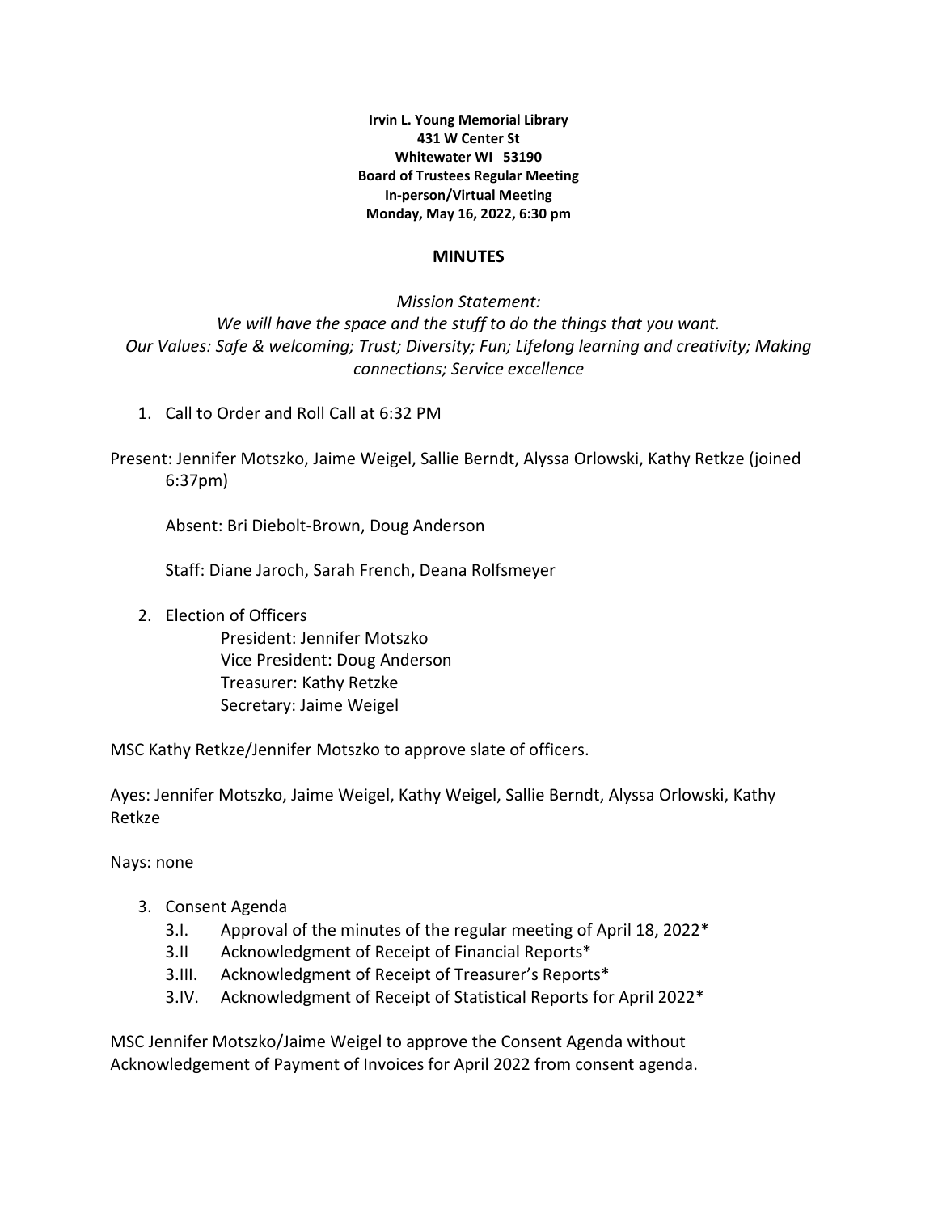**Irvin L. Young Memorial Library**
**431 W Center St**
**Whitewater WI 53190**
**Board of Trustees Regular Meeting**
**In-person/Virtual Meeting**
**Monday, May 16, 2022, 6:30 pm**

## MINUTES

*Mission Statement:*
*We will have the space and the stuff to do the things that you want.*
*Our Values: Safe & welcoming; Trust; Diversity; Fun; Lifelong learning and creativity; Making connections; Service excellence*

1. Call to Order and Roll Call at 6:32 PM

Present: Jennifer Motszko, Jaime Weigel, Sallie Berndt, Alyssa Orlowski, Kathy Retkze (joined 6:37pm)

Absent: Bri Diebolt-Brown, Doug Anderson

Staff: Diane Jaroch, Sarah French, Deana Rolfsmeyer

2. Election of Officers
   - President: Jennifer Motszko
   - Vice President: Doug Anderson
   - Treasurer: Kathy Retzke
   - Secretary: Jaime Weigel

MSC Kathy Retkze/Jennifer Motszko to approve slate of officers.

Ayes: Jennifer Motszko, Jaime Weigel, Kathy Weigel, Sallie Berndt, Alyssa Orlowski, Kathy Retkze

Nays: none

3. Consent Agenda
   - 3.I. Approval of the minutes of the regular meeting of April 18, 2022*
   - 3.II Acknowledgment of Receipt of Financial Reports*
   - 3.III. Acknowledgment of Receipt of Treasurer's Reports*
   - 3.IV. Acknowledgment of Receipt of Statistical Reports for April 2022*

MSC Jennifer Motszko/Jaime Weigel to approve the Consent Agenda without Acknowledgement of Payment of Invoices for April 2022 from consent agenda.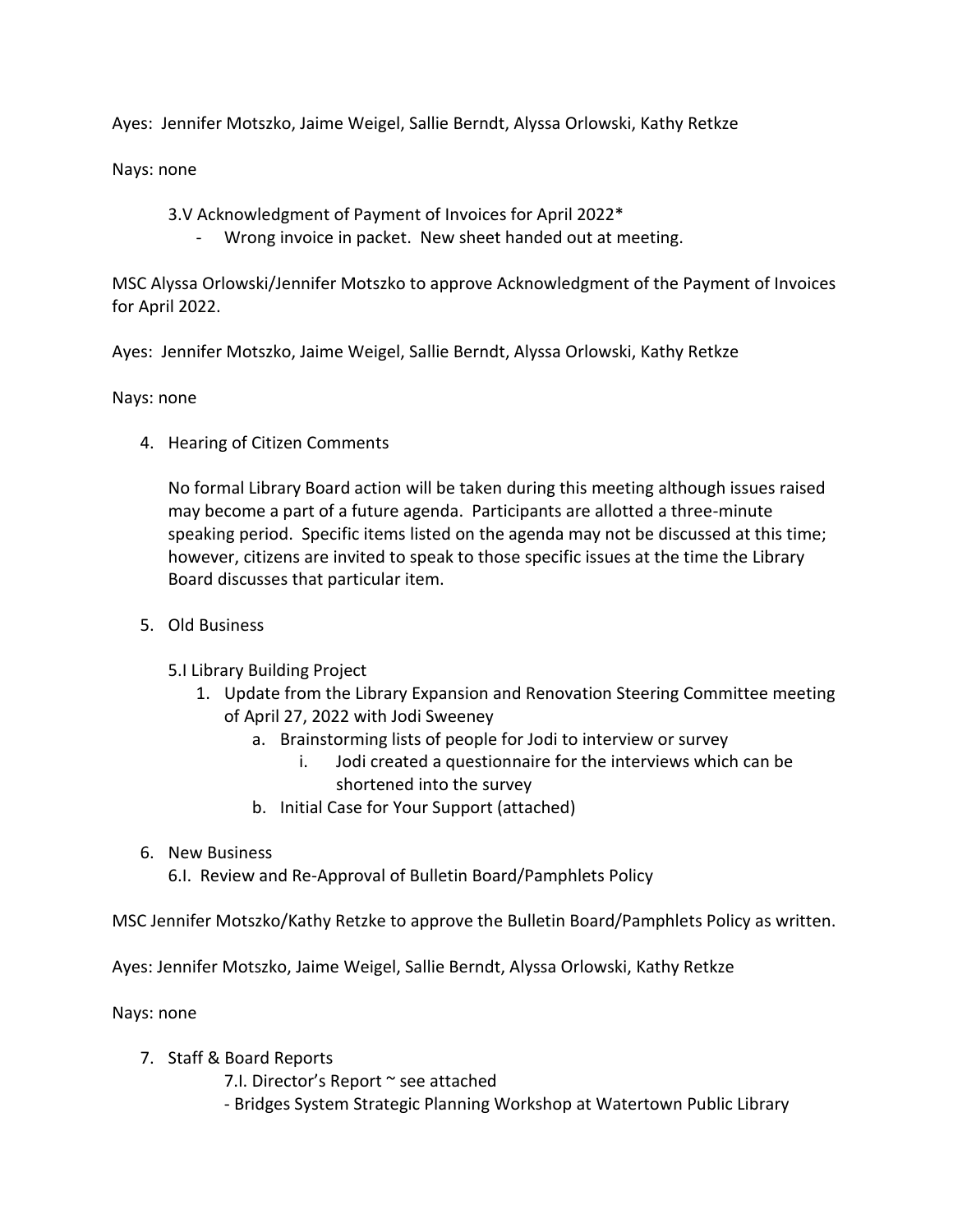Ayes: Jennifer Motszko, Jaime Weigel, Sallie Berndt, Alyssa Orlowski, Kathy Retkze

Nays: none

3.V Acknowledgment of Payment of Invoices for April 2022*

- Wrong invoice in packet. New sheet handed out at meeting.

MSC Alyssa Orlowski/Jennifer Motszko to approve Acknowledgment of the Payment of Invoices for April 2022.

Ayes: Jennifer Motszko, Jaime Weigel, Sallie Berndt, Alyssa Orlowski, Kathy Retkze

Nays: none

4. Hearing of Citizen Comments

   No formal Library Board action will be taken during this meeting although issues raised may become a part of a future agenda. Participants are allotted a three-minute speaking period. Specific items listed on the agenda may not be discussed at this time; however, citizens are invited to speak to those specific issues at the time the Library Board discusses that particular item.

5. Old Business

   5.I Library Building Project

   1. Update from the Library Expansion and Renovation Steering Committee meeting of April 27, 2022 with Jodi Sweeney
      a. Brainstorming lists of people for Jodi to interview or survey
         i. Jodi created a questionnaire for the interviews which can be shortened into the survey
      b. Initial Case for Your Support (attached)

6. New Business

   6.I. Review and Re-Approval of Bulletin Board/Pamphlets Policy

MSC Jennifer Motszko/Kathy Retzke to approve the Bulletin Board/Pamphlets Policy as written.

Ayes: Jennifer Motszko, Jaime Weigel, Sallie Berndt, Alyssa Orlowski, Kathy Retkze

Nays: none

7. Staff & Board Reports

   7.I. Director's Report ~ see attached

   - Bridges System Strategic Planning Workshop at Watertown Public Library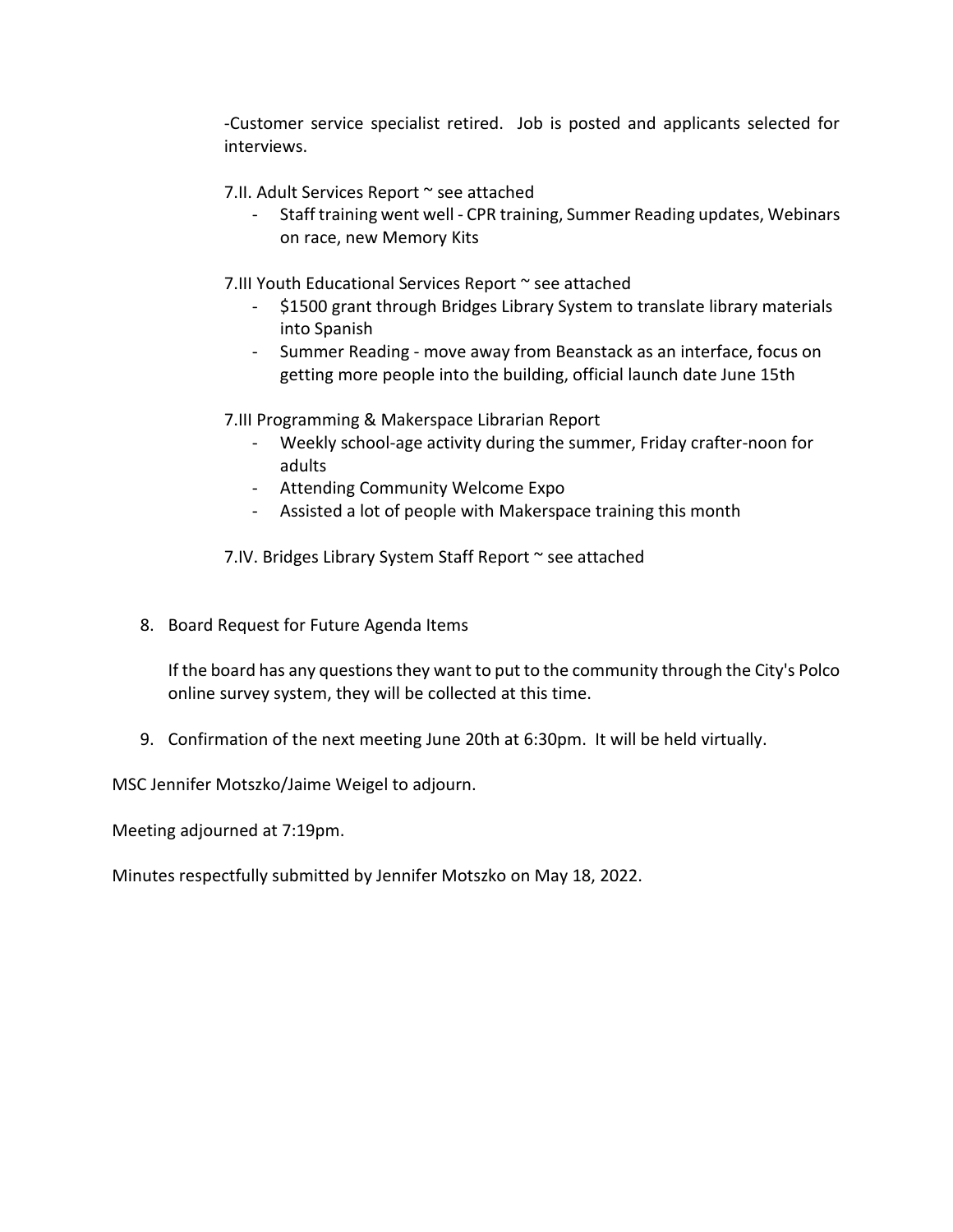-Customer service specialist retired. Job is posted and applicants selected for interviews.

7.II. Adult Services Report ~ see attached

- Staff training went well - CPR training, Summer Reading updates, Webinars on race, new Memory Kits

7.III Youth Educational Services Report ~ see attached

- $1500 grant through Bridges Library System to translate library materials into Spanish
- Summer Reading - move away from Beanstack as an interface, focus on getting more people into the building, official launch date June 15th

7.III Programming & Makerspace Librarian Report

- Weekly school-age activity during the summer, Friday crafter-noon for adults
- Attending Community Welcome Expo
- Assisted a lot of people with Makerspace training this month

7.IV. Bridges Library System Staff Report ~ see attached

8. Board Request for Future Agenda Items

   If the board has any questions they want to put to the community through the City's Polco online survey system, they will be collected at this time.

9. Confirmation of the next meeting June 20th at 6:30pm. It will be held virtually.

MSC Jennifer Motszko/Jaime Weigel to adjourn.

Meeting adjourned at 7:19pm.

Minutes respectfully submitted by Jennifer Motszko on May 18, 2022.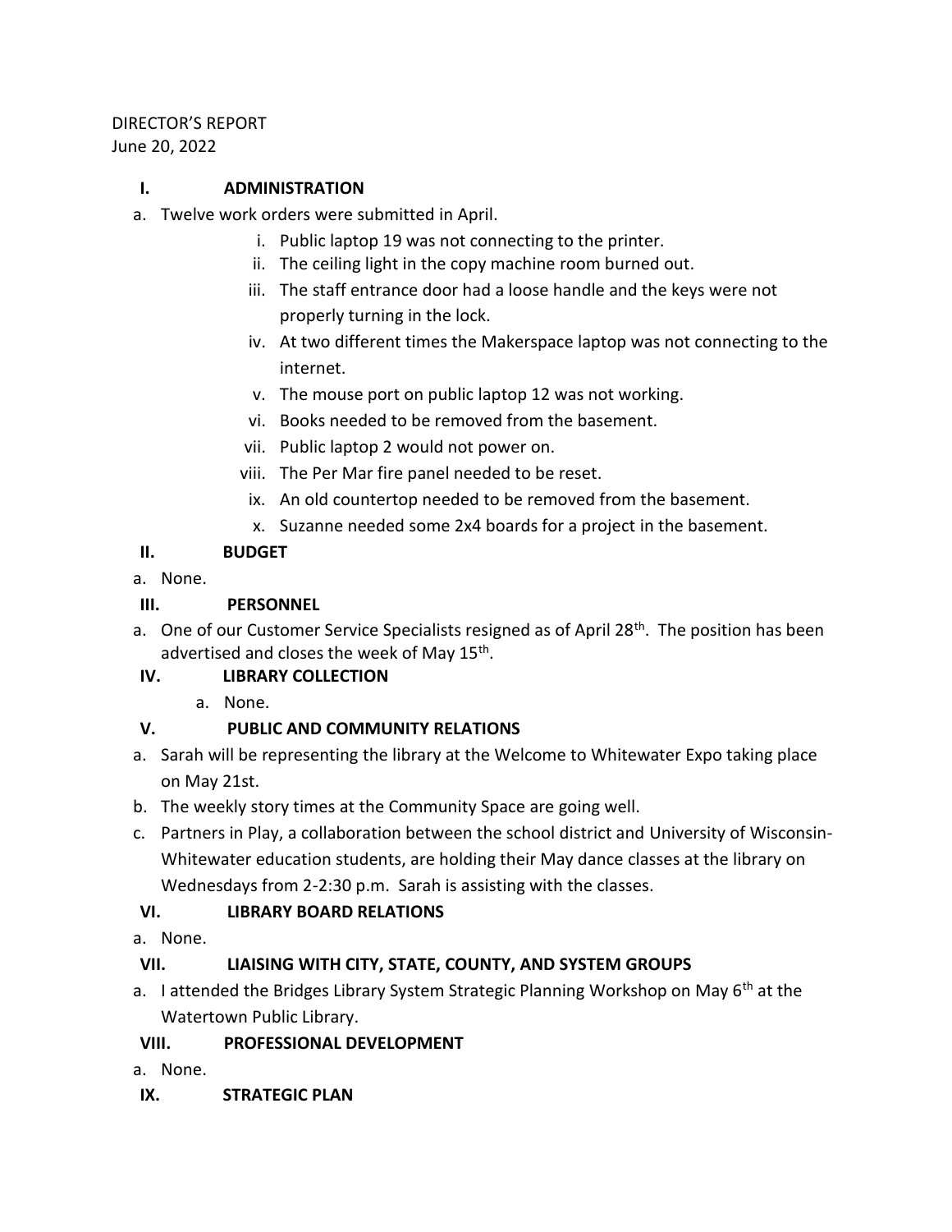DIRECTOR'S REPORT
June 20, 2022

## I. ADMINISTRATION

a. Twelve work orders were submitted in April.
   i. Public laptop 19 was not connecting to the printer.
   ii. The ceiling light in the copy machine room burned out.
   iii. The staff entrance door had a loose handle and the keys were not properly turning in the lock.
   iv. At two different times the Makerspace laptop was not connecting to the internet.
   v. The mouse port on public laptop 12 was not working.
   vi. Books needed to be removed from the basement.
   vii. Public laptop 2 would not power on.
   viii. The Per Mar fire panel needed to be reset.
   ix. An old countertop needed to be removed from the basement.
   x. Suzanne needed some 2x4 boards for a project in the basement.

## II. BUDGET

a. None.

## III. PERSONNEL

a. One of our Customer Service Specialists resigned as of April 28th. The position has been advertised and closes the week of May 15th.

## IV. LIBRARY COLLECTION

a. None.

## V. PUBLIC AND COMMUNITY RELATIONS

a. Sarah will be representing the library at the Welcome to Whitewater Expo taking place on May 21st.
b. The weekly story times at the Community Space are going well.
c. Partners in Play, a collaboration between the school district and University of Wisconsin-Whitewater education students, are holding their May dance classes at the library on Wednesdays from 2-2:30 p.m. Sarah is assisting with the classes.

## VI. LIBRARY BOARD RELATIONS

a. None.

## VII. LIAISING WITH CITY, STATE, COUNTY, AND SYSTEM GROUPS

a. I attended the Bridges Library System Strategic Planning Workshop on May 6th at the Watertown Public Library.

## VIII. PROFESSIONAL DEVELOPMENT

a. None.

## IX. STRATEGIC PLAN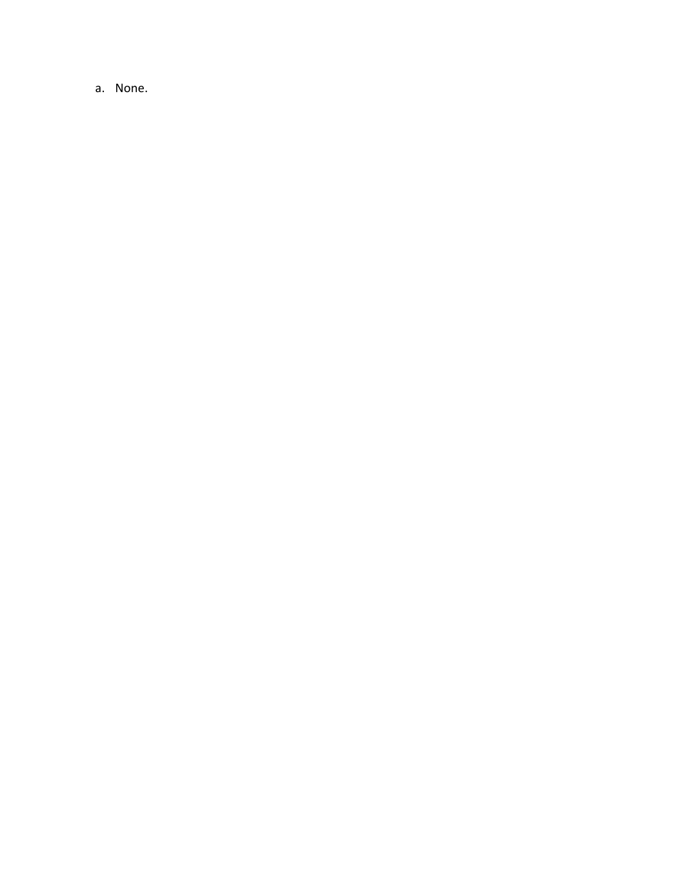a. None.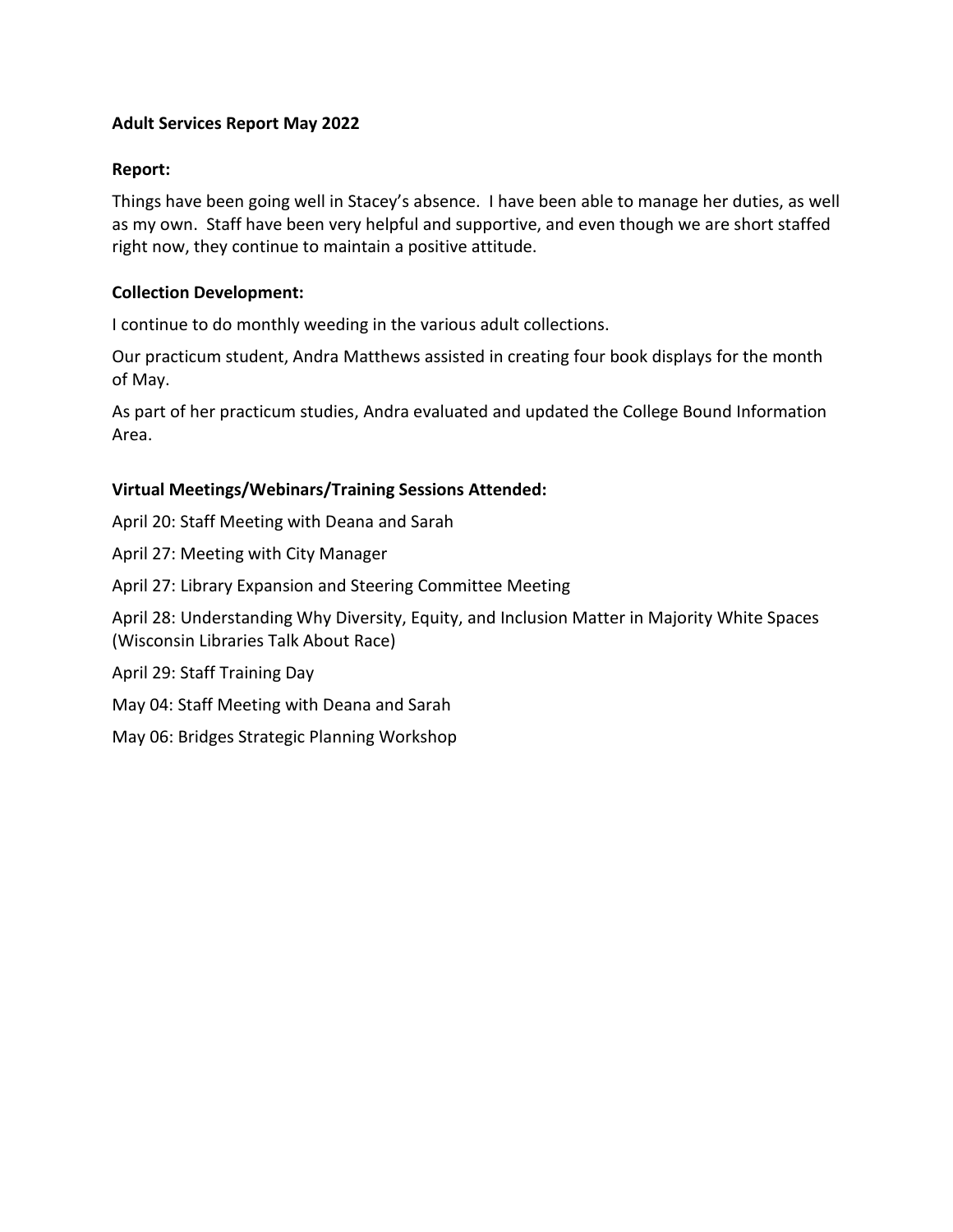**Adult Services Report May 2022**

**Report:**

Things have been going well in Stacey's absence. I have been able to manage her duties, as well as my own. Staff have been very helpful and supportive, and even though we are short staffed right now, they continue to maintain a positive attitude.

**Collection Development:**

I continue to do monthly weeding in the various adult collections.

Our practicum student, Andra Matthews assisted in creating four book displays for the month of May.

As part of her practicum studies, Andra evaluated and updated the College Bound Information Area.

**Virtual Meetings/Webinars/Training Sessions Attended:**

April 20: Staff Meeting with Deana and Sarah

April 27: Meeting with City Manager

April 27: Library Expansion and Steering Committee Meeting

April 28: Understanding Why Diversity, Equity, and Inclusion Matter in Majority White Spaces (Wisconsin Libraries Talk About Race)

April 29: Staff Training Day

May 04: Staff Meeting with Deana and Sarah

May 06: Bridges Strategic Planning Workshop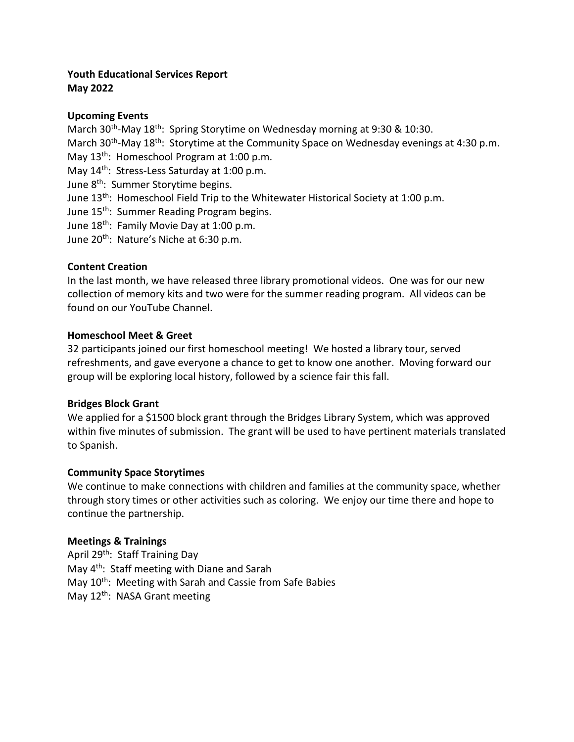**Youth Educational Services Report**
**May 2022**

**Upcoming Events**

March 30th-May 18th: Spring Storytime on Wednesday morning at 9:30 & 10:30.
March 30th-May 18th: Storytime at the Community Space on Wednesday evenings at 4:30 p.m.
May 13th: Homeschool Program at 1:00 p.m.
May 14th: Stress-Less Saturday at 1:00 p.m.
June 8th: Summer Storytime begins.
June 13th: Homeschool Field Trip to the Whitewater Historical Society at 1:00 p.m.
June 15th: Summer Reading Program begins.
June 18th: Family Movie Day at 1:00 p.m.
June 20th: Nature's Niche at 6:30 p.m.

**Content Creation**

In the last month, we have released three library promotional videos. One was for our new collection of memory kits and two were for the summer reading program. All videos can be found on our YouTube Channel.

**Homeschool Meet & Greet**

32 participants joined our first homeschool meeting! We hosted a library tour, served refreshments, and gave everyone a chance to get to know one another. Moving forward our group will be exploring local history, followed by a science fair this fall.

**Bridges Block Grant**

We applied for a $1500 block grant through the Bridges Library System, which was approved within five minutes of submission. The grant will be used to have pertinent materials translated to Spanish.

**Community Space Storytimes**

We continue to make connections with children and families at the community space, whether through story times or other activities such as coloring. We enjoy our time there and hope to continue the partnership.

**Meetings & Trainings**

April 29th: Staff Training Day
May 4th: Staff meeting with Diane and Sarah
May 10th: Meeting with Sarah and Cassie from Safe Babies
May 12th: NASA Grant meeting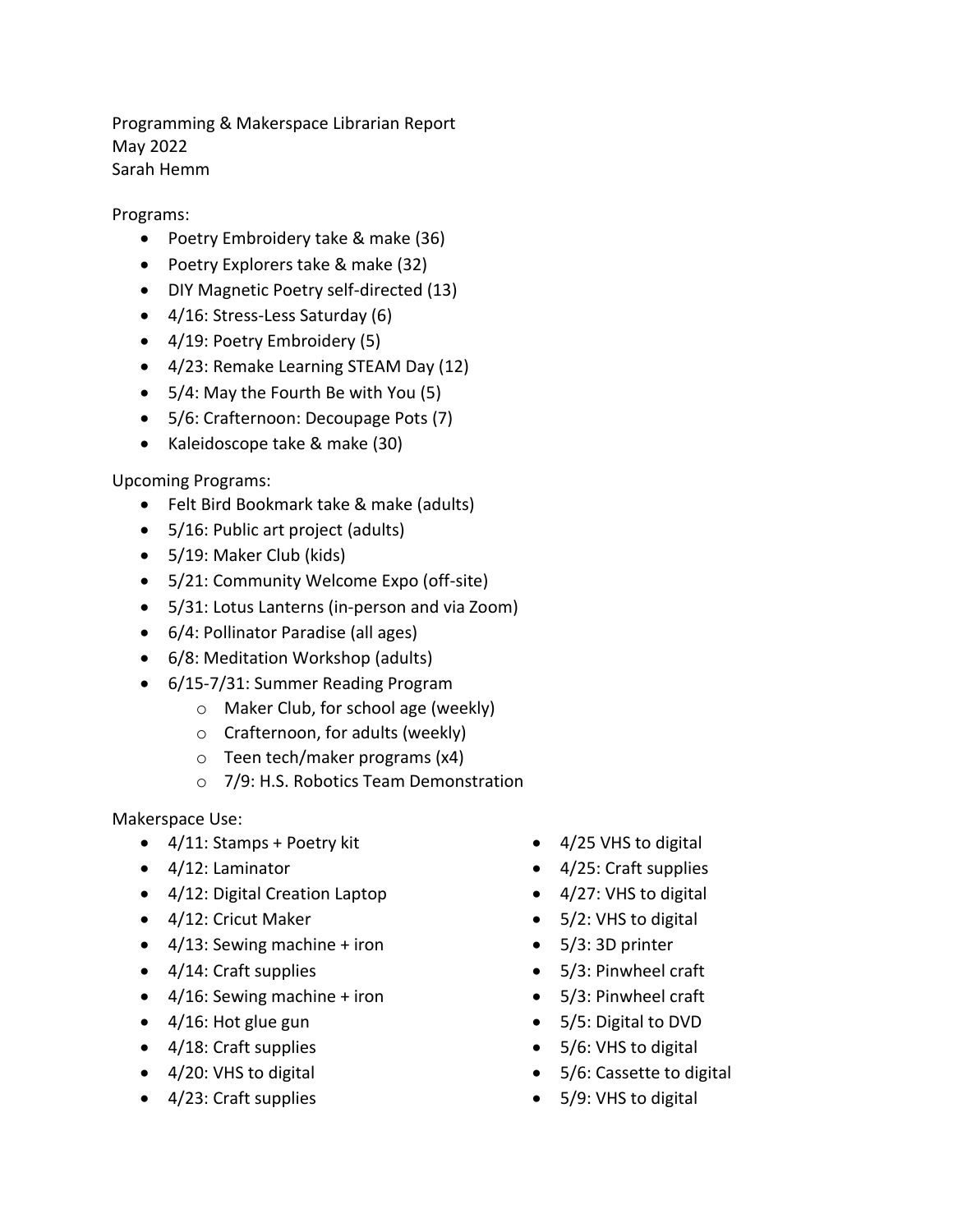Programming & Makerspace Librarian Report
May 2022
Sarah Hemm

Programs:

- Poetry Embroidery take & make (36)
- Poetry Explorers take & make (32)
- DIY Magnetic Poetry self-directed (13)
- 4/16: Stress-Less Saturday (6)
- 4/19: Poetry Embroidery (5)
- 4/23: Remake Learning STEAM Day (12)
- 5/4: May the Fourth Be with You (5)
- 5/6: Crafternoon: Decoupage Pots (7)
- Kaleidoscope take & make (30)

Upcoming Programs:

- Felt Bird Bookmark take & make (adults)
- 5/16: Public art project (adults)
- 5/19: Maker Club (kids)
- 5/21: Community Welcome Expo (off-site)
- 5/31: Lotus Lanterns (in-person and via Zoom)
- 6/4: Pollinator Paradise (all ages)
- 6/8: Meditation Workshop (adults)
- 6/15-7/31: Summer Reading Program
    - Maker Club, for school age (weekly)
    - Crafternoon, for adults (weekly)
    - Teen tech/maker programs (x4)
    - 7/9: H.S. Robotics Team Demonstration

Makerspace Use:

- 4/11: Stamps + Poetry kit
- 4/12: Laminator
- 4/12: Digital Creation Laptop
- 4/12: Cricut Maker
- 4/13: Sewing machine + iron
- 4/14: Craft supplies
- 4/16: Sewing machine + iron
- 4/16: Hot glue gun
- 4/18: Craft supplies
- 4/20: VHS to digital
- 4/23: Craft supplies
- 4/25 VHS to digital
- 4/25: Craft supplies
- 4/27: VHS to digital
- 5/2: VHS to digital
- 5/3: 3D printer
- 5/3: Pinwheel craft
- 5/3: Pinwheel craft
- 5/5: Digital to DVD
- 5/6: VHS to digital
- 5/6: Cassette to digital
- 5/9: VHS to digital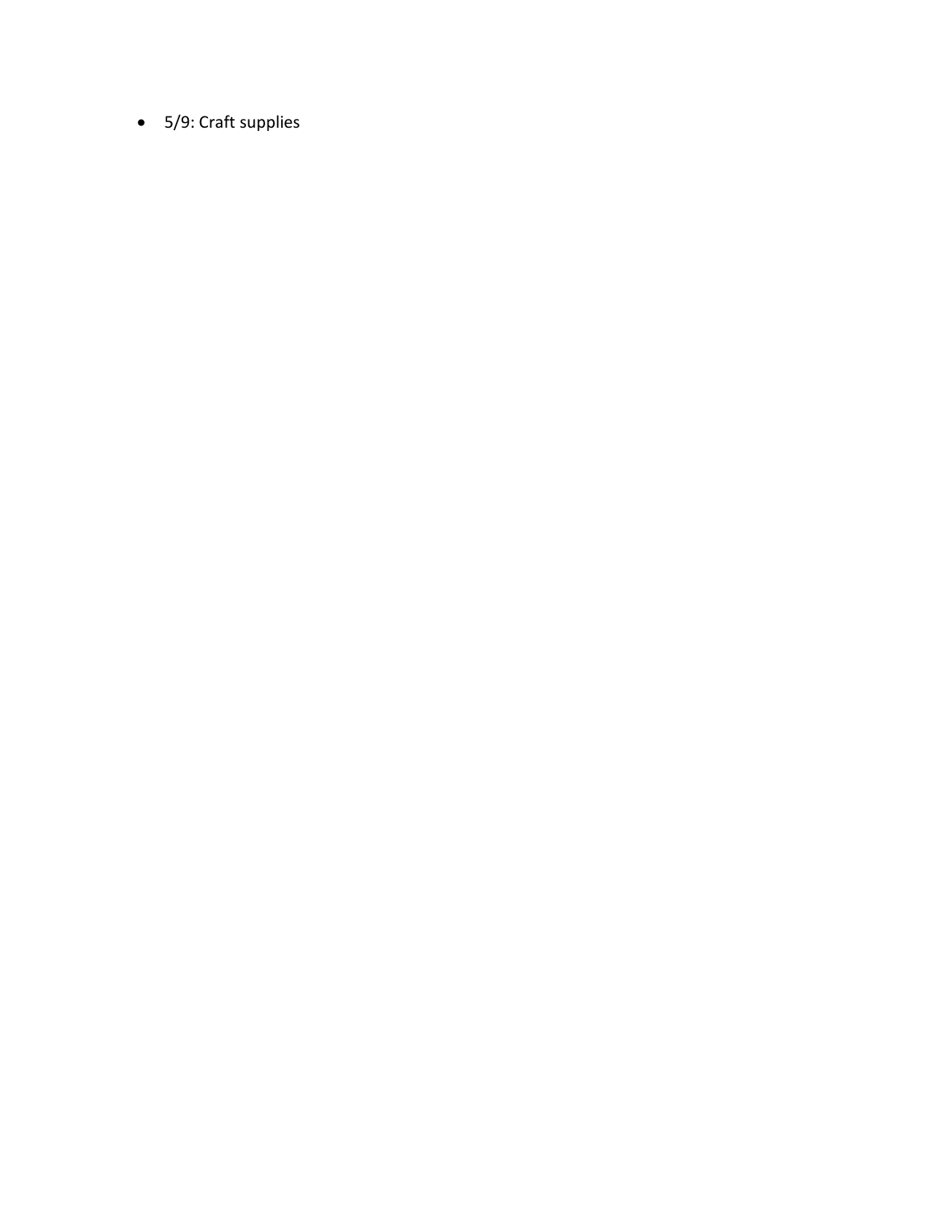- 5/9: Craft supplies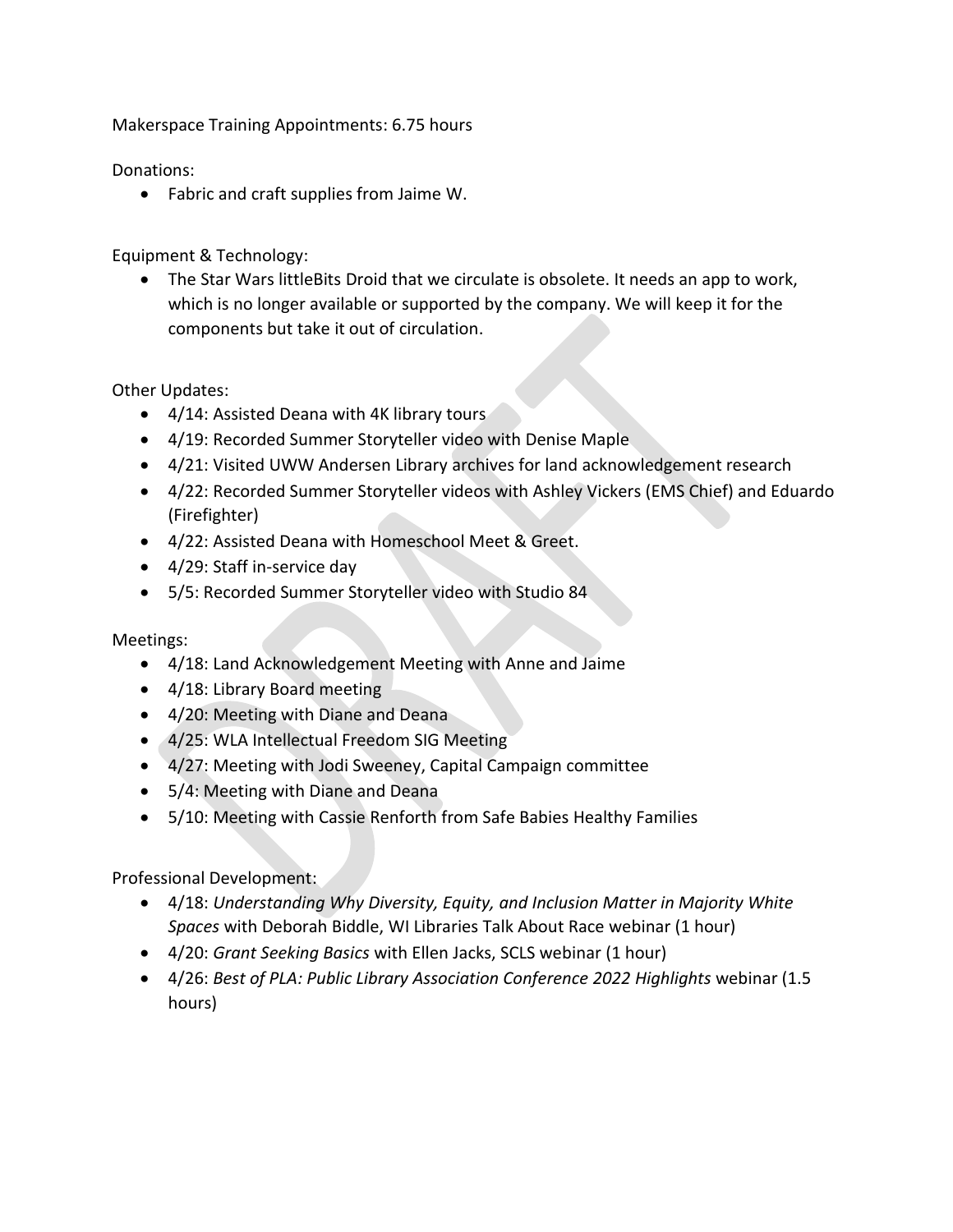Makerspace Training Appointments: 6.75 hours

Donations:

- Fabric and craft supplies from Jaime W.

Equipment & Technology:

- The Star Wars littleBits Droid that we circulate is obsolete. It needs an app to work, which is no longer available or supported by the company. We will keep it for the components but take it out of circulation.

Other Updates:

- 4/14: Assisted Deana with 4K library tours
- 4/19: Recorded Summer Storyteller video with Denise Maple
- 4/21: Visited UWW Andersen Library archives for land acknowledgement research
- 4/22: Recorded Summer Storyteller videos with Ashley Vickers (EMS Chief) and Eduardo (Firefighter)
- 4/22: Assisted Deana with Homeschool Meet & Greet.
- 4/29: Staff in-service day
- 5/5: Recorded Summer Storyteller video with Studio 84

Meetings:

- 4/18: Land Acknowledgement Meeting with Anne and Jaime
- 4/18: Library Board meeting
- 4/20: Meeting with Diane and Deana
- 4/25: WLA Intellectual Freedom SIG Meeting
- 4/27: Meeting with Jodi Sweeney, Capital Campaign committee
- 5/4: Meeting with Diane and Deana
- 5/10: Meeting with Cassie Renforth from Safe Babies Healthy Families

Professional Development:

- 4/18: *Understanding Why Diversity, Equity, and Inclusion Matter in Majority White Spaces* with Deborah Biddle, WI Libraries Talk About Race webinar (1 hour)
- 4/20: *Grant Seeking Basics* with Ellen Jacks, SCLS webinar (1 hour)
- 4/26: *Best of PLA: Public Library Association Conference 2022 Highlights* webinar (1.5 hours)